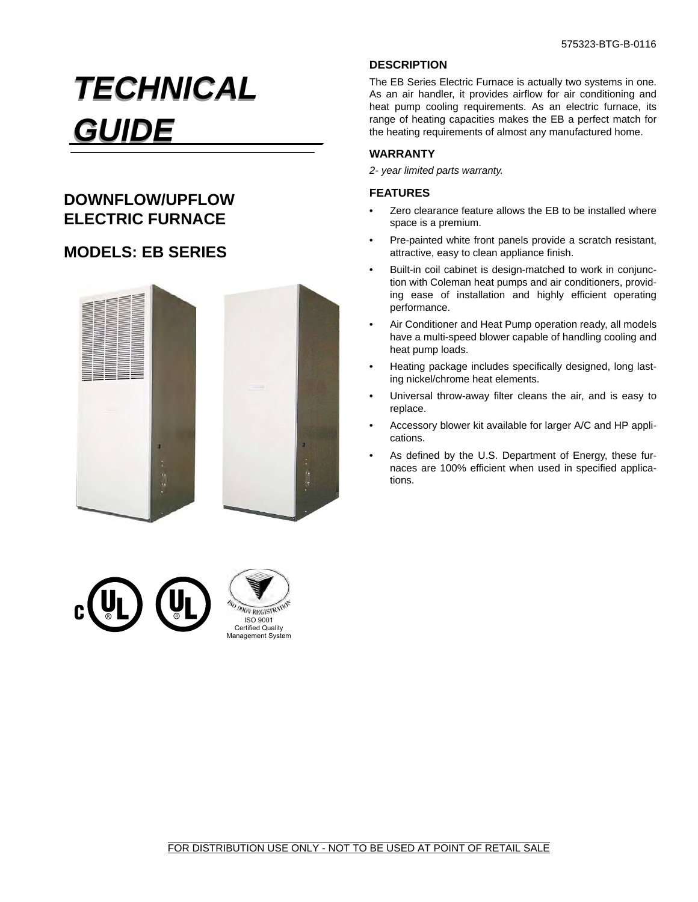575323-BTG-B-0116

# TECHNICAL GUIDE

## DOWNFLOW/UPFLOW ELECTRIC FURNACE

## MODELS: EB SERIES

ISO 9001 Certified Quality Management System

### DESCRIPTION

The EB Series Electric Furnace is actually two systems in one. As an air handler, it provides airflow for air conditioning and heat pump cooling requirements. As an electric furnace, its range of heating capacities makes the EB a perfect match for the heating requirements of almost any manufactured home.

### WARRANTY

*2- year limited parts warranty.*

### FEATURES

- Zero clearance feature allows the EB to be installed where space is a premium.
- Pre-painted white front panels provide a scratch resistant, attractive, easy to clean appliance finish.
- Built-in coil cabinet is design-matched to work in conjunction with Coleman heat pumps and air conditioners, providing ease of installation and highly efficient operating performance.
- Air Conditioner and Heat Pump operation ready, all models have a multi-speed blower capable of handling cooling and heat pump loads.
- Heating package includes specifically designed, long lasting nickel/chrome heat elements.
- Universal throw-away filter cleans the air, and is easy to replace.
- Accessory blower kit available for larger A/C and HP applications.
- As defined by the U.S. Department of Energy, these furnaces are 100% efficient when used in specified applications.

FOR DISTRIBUTION USE ONLY - NOT TO BE USED AT POINT OF RETAIL SALE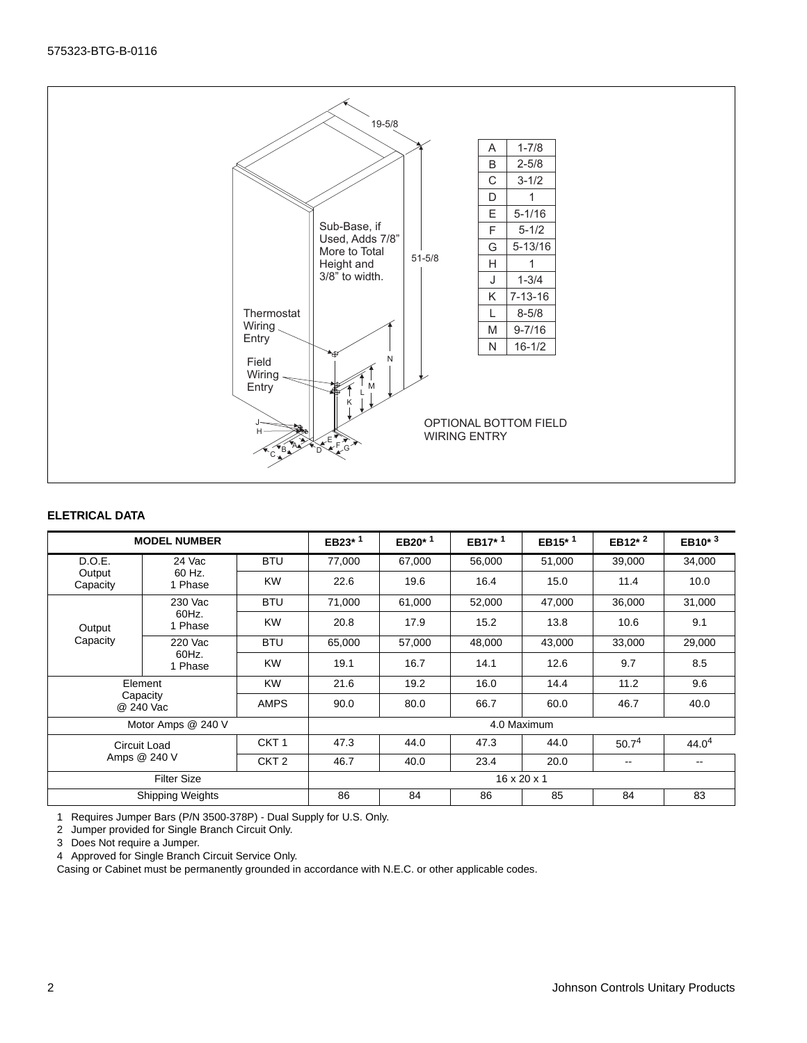575323-BTG-B-0116

| A | 1-7/8 |
|---|---|
| B | 2-5/8 |
| C | 3-1/2 |
| D | 1 |
| E | 5-1/16 |
| F | 5-1/2 |
| G | 5-13/16 |
| H | 1 |
| J | 1-3/4 |
| K | 7-13-16 |
| L | 8-5/8 |
| M | 9-7/16 |
| N | 16-1/2 |

19-5/8

51-5/8

Sub-Base, if Used, Adds 7/8" More to Total Height and 3/8" to width.

Thermostat Wiring Entry

Field Wiring Entry

OPTIONAL BOTTOM FIELD WIRING ENTRY

## ELETRICAL DATA

| MODEL NUMBER | | | EB23*[1] | EB20*[1] | EB17*[1] | EB15*[1] | EB12*[2] | EB10*[3] |
|---|---|---|---|---|---|---|---|---|
| D.O.E. Output Capacity | 24 Vac 60 Hz. 1 Phase | BTU | 77,000 | 67,000 | 56,000 | 51,000 | 39,000 | 34,000 |
| | | KW | 22.6 | 19.6 | 16.4 | 15.0 | 11.4 | 10.0 |
| Output Capacity | 230 Vac 60Hz. 1 Phase | BTU | 71,000 | 61,000 | 52,000 | 47,000 | 36,000 | 31,000 |
| | | KW | 20.8 | 17.9 | 15.2 | 13.8 | 10.6 | 9.1 |
| | 220 Vac 60Hz. 1 Phase | BTU | 65,000 | 57,000 | 48,000 | 43,000 | 33,000 | 29,000 |
| | | KW | 19.1 | 16.7 | 14.1 | 12.6 | 9.7 | 8.5 |
| Element Capacity @ 240 Vac | | KW | 21.6 | 19.2 | 16.0 | 14.4 | 11.2 | 9.6 |
| | | AMPS | 90.0 | 80.0 | 66.7 | 60.0 | 46.7 | 40.0 |
| Motor Amps @ 240 V | | | 4.0 Maximum | | | | | |
| Circuit Load Amps @ 240 V | | CKT 1 | 47.3 | 44.0 | 47.3 | 44.0 | 50.7[4] | 44.0[4] |
| | | CKT 2 | 46.7 | 40.0 | 23.4 | 20.0 | -- | -- |
| Filter Size | | | 16 x 20 x 1 | | | | | |
| Shipping Weights | | | 86 | 84 | 86 | 85 | 84 | 83 |

1 Requires Jumper Bars (P/N 3500-378P) - Dual Supply for U.S. Only.
2 Jumper provided for Single Branch Circuit Only.
3 Does Not require a Jumper.
4 Approved for Single Branch Circuit Service Only.
Casing or Cabinet must be permanently grounded in accordance with N.E.C. or other applicable codes.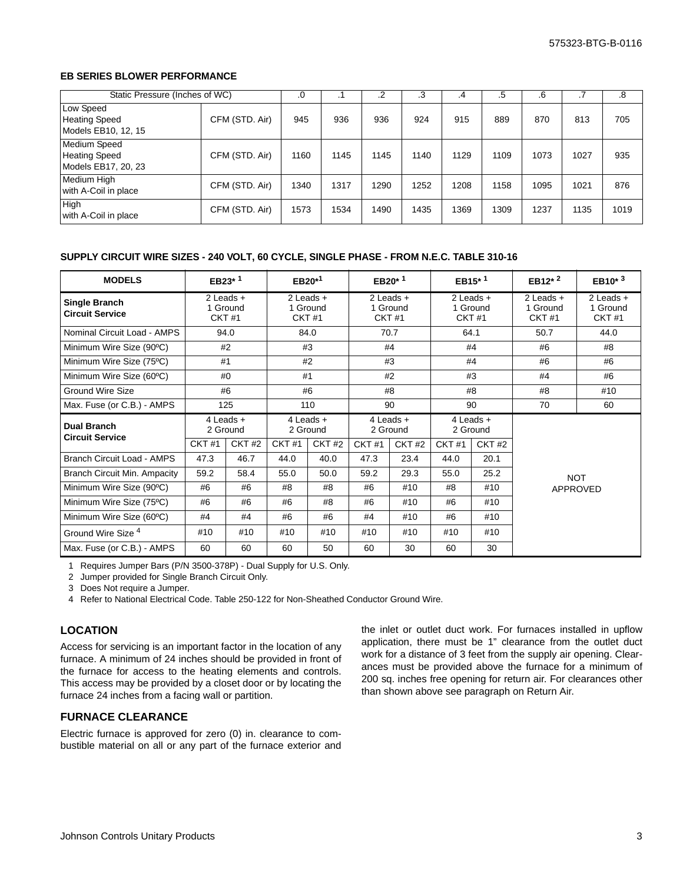**EB SERIES BLOWER PERFORMANCE**

| Static Pressure (Inches of WC) | | .0 | .1 | .2 | .3 | .4 | .5 | .6 | .7 | .8 |
|---|---|---|---|---|---|---|---|---|---|---|
| Low Speed<br>Heating Speed<br>Models EB10, 12, 15 | CFM (STD. Air) | 945 | 936 | 936 | 924 | 915 | 889 | 870 | 813 | 705 |
| Medium Speed<br>Heating Speed<br>Models EB17, 20, 23 | CFM (STD. Air) | 1160 | 1145 | 1145 | 1140 | 1129 | 1109 | 1073 | 1027 | 935 |
| Medium High<br>with A-Coil in place | CFM (STD. Air) | 1340 | 1317 | 1290 | 1252 | 1208 | 1158 | 1095 | 1021 | 876 |
| High<br>with A-Coil in place | CFM (STD. Air) | 1573 | 1534 | 1490 | 1435 | 1369 | 1309 | 1237 | 1135 | 1019 |

**SUPPLY CIRCUIT WIRE SIZES - 240 VOLT, 60 CYCLE, SINGLE PHASE - FROM N.E.C. TABLE 310-16**

| MODELS | EB23* [1] | | EB20*[1] | | EB20* [1] | | EB15* [1] | | EB12* [2] | EB10* [3] |
|---|---|---|---|---|---|---|---|---|---|---|
| **Single Branch Circuit Service** | 2 Leads + 1 Ground CKT #1 | | 2 Leads + 1 Ground CKT #1 | | 2 Leads + 1 Ground CKT #1 | | 2 Leads + 1 Ground CKT #1 | | 2 Leads + 1 Ground CKT #1 | 2 Leads + 1 Ground CKT #1 |
| Nominal Circuit Load - AMPS | 94.0 | | 84.0 | | 70.7 | | 64.1 | | 50.7 | 44.0 |
| Minimum Wire Size (90ºC) | #2 | | #3 | | #4 | | #4 | | #6 | #8 |
| Minimum Wire Size (75ºC) | #1 | | #2 | | #3 | | #4 | | #6 | #6 |
| Minimum Wire Size (60ºC) | #0 | | #1 | | #2 | | #3 | | #4 | #6 |
| Ground Wire Size | #6 | | #6 | | #8 | | #8 | | #8 | #10 |
| Max. Fuse (or C.B.) - AMPS | 125 | | 110 | | 90 | | 90 | | 70 | 60 |
| **Dual Branch Circuit Service** | 4 Leads + 2 Ground | | 4 Leads + 2 Ground | | 4 Leads + 2 Ground | | 4 Leads + 2 Ground | | NOT APPROVED | |
| | CKT #1 | CKT #2 | CKT #1 | CKT #2 | CKT #1 | CKT #2 | CKT #1 | CKT #2 | | |
| Branch Circuit Load - AMPS | 47.3 | 46.7 | 44.0 | 40.0 | 47.3 | 23.4 | 44.0 | 20.1 | | |
| Branch Circuit Min. Ampacity | 59.2 | 58.4 | 55.0 | 50.0 | 59.2 | 29.3 | 55.0 | 25.2 | | |
| Minimum Wire Size (90ºC) | #6 | #6 | #8 | #8 | #6 | #10 | #8 | #10 | | |
| Minimum Wire Size (75ºC) | #6 | #6 | #6 | #8 | #6 | #10 | #6 | #10 | | |
| Minimum Wire Size (60ºC) | #4 | #4 | #6 | #6 | #4 | #10 | #6 | #10 | | |
| Ground Wire Size [4] | #10 | #10 | #10 | #10 | #10 | #10 | #10 | #10 | | |
| Max. Fuse (or C.B.) - AMPS | 60 | 60 | 60 | 50 | 60 | 30 | 60 | 30 | | |

1 Requires Jumper Bars (P/N 3500-378P) - Dual Supply for U.S. Only.

2 Jumper provided for Single Branch Circuit Only.

3 Does Not require a Jumper.

4 Refer to National Electrical Code. Table 250-122 for Non-Sheathed Conductor Ground Wire.

## LOCATION

Access for servicing is an important factor in the location of any furnace. A minimum of 24 inches should be provided in front of the furnace for access to the heating elements and controls. This access may be provided by a closet door or by locating the furnace 24 inches from a facing wall or partition.

## FURNACE CLEARANCE

Electric furnace is approved for zero (0) in. clearance to combustible material on all or any part of the furnace exterior and the inlet or outlet duct work. For furnaces installed in upflow application, there must be 1" clearance from the outlet duct work for a distance of 3 feet from the supply air opening. Clearances must be provided above the furnace for a minimum of 200 sq. inches free opening for return air. For clearances other than shown above see paragraph on Return Air.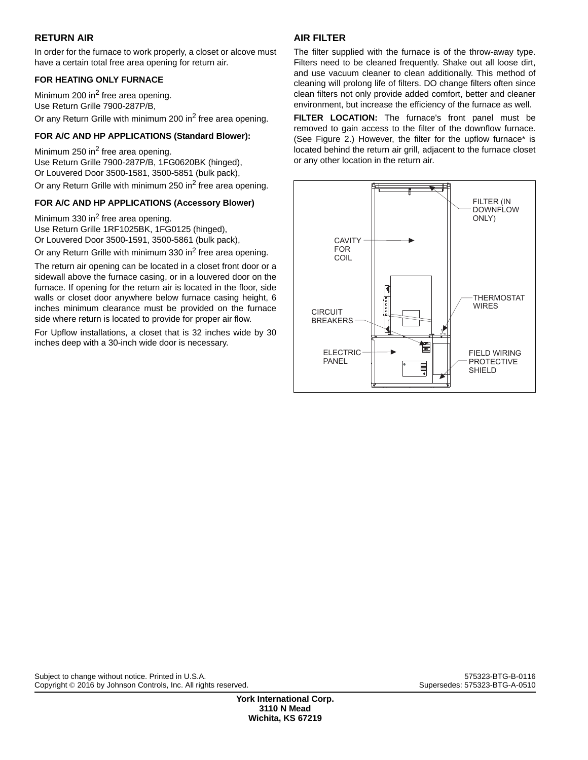## RETURN AIR

In order for the furnace to work properly, a closet or alcove must have a certain total free area opening for return air.

### FOR HEATING ONLY FURNACE

Minimum 200 $in^2$ free area opening.
Use Return Grille 7900-287P/B,
Or any Return Grille with minimum 200 $in^2$ free area opening.

### FOR A/C AND HP APPLICATIONS (Standard Blower):

Minimum 250 $in^2$ free area opening.
Use Return Grille 7900-287P/B, 1FG0620BK (hinged),
Or Louvered Door 3500-1581, 3500-5851 (bulk pack),
Or any Return Grille with minimum 250 $in^2$ free area opening.

### FOR A/C AND HP APPLICATIONS (Accessory Blower)

Minimum 330 $in^2$ free area opening.
Use Return Grille 1RF1025BK, 1FG0125 (hinged),
Or Louvered Door 3500-1591, 3500-5861 (bulk pack),
Or any Return Grille with minimum 330 $in^2$ free area opening.

The return air opening can be located in a closet front door or a sidewall above the furnace casing, or in a louvered door on the furnace. If opening for the return air is located in the floor, side walls or closet door anywhere below furnace casing height, 6 inches minimum clearance must be provided on the furnace side where return is located to provide for proper air flow.

For Upflow installations, a closet that is 32 inches wide by 30 inches deep with a 30-inch wide door is necessary.

## AIR FILTER

The filter supplied with the furnace is of the throw-away type. Filters need to be cleaned frequently. Shake out all loose dirt, and use vacuum cleaner to clean additionally. This method of cleaning will prolong life of filters. DO change filters often since clean filters not only provide added comfort, better and cleaner environment, but increase the efficiency of the furnace as well.

**FILTER LOCATION:** The furnace's front panel must be removed to gain access to the filter of the downflow furnace. (See Figure 2.) However, the filter for the upflow furnace* is located behind the return air grill, adjacent to the furnace closet or any other location in the return air.

FILTER (IN DOWNFLOW ONLY)
CAVITY FOR COIL
THERMOSTAT WIRES
CIRCUIT BREAKERS
ELECTRIC PANEL
FIELD WIRING PROTECTIVE SHIELD

Subject to change without notice. Printed in U.S.A.
Copyright © 2016 by Johnson Controls, Inc. All rights reserved.

575323-BTG-B-0116
Supersedes: 575323-BTG-A-0510

**York International Corp.**
**3110 N Mead**
**Wichita, KS 67219**